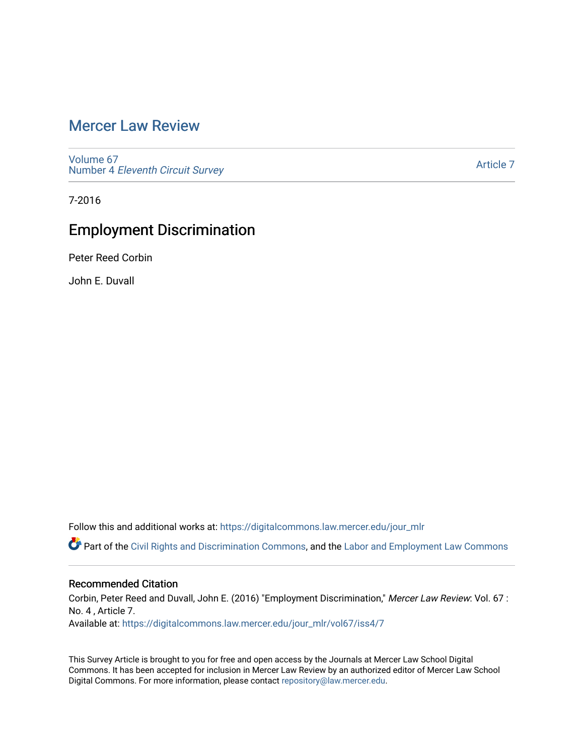# Mercer Law Review

Volume 67
Number 4 *Eleventh Circuit Survey*

Article 7

7-2016

## Employment Discrimination

Peter Reed Corbin

John E. Duvall

Follow this and additional works at: https://digitalcommons.law.mercer.edu/jour_mlr

Part of the Civil Rights and Discrimination Commons, and the Labor and Employment Law Commons

### Recommended Citation

Corbin, Peter Reed and Duvall, John E. (2016) "Employment Discrimination," *Mercer Law Review*: Vol. 67 : No. 4 , Article 7.
Available at: https://digitalcommons.law.mercer.edu/jour_mlr/vol67/iss4/7

This Survey Article is brought to you for free and open access by the Journals at Mercer Law School Digital Commons. It has been accepted for inclusion in Mercer Law Review by an authorized editor of Mercer Law School Digital Commons. For more information, please contact repository@law.mercer.edu.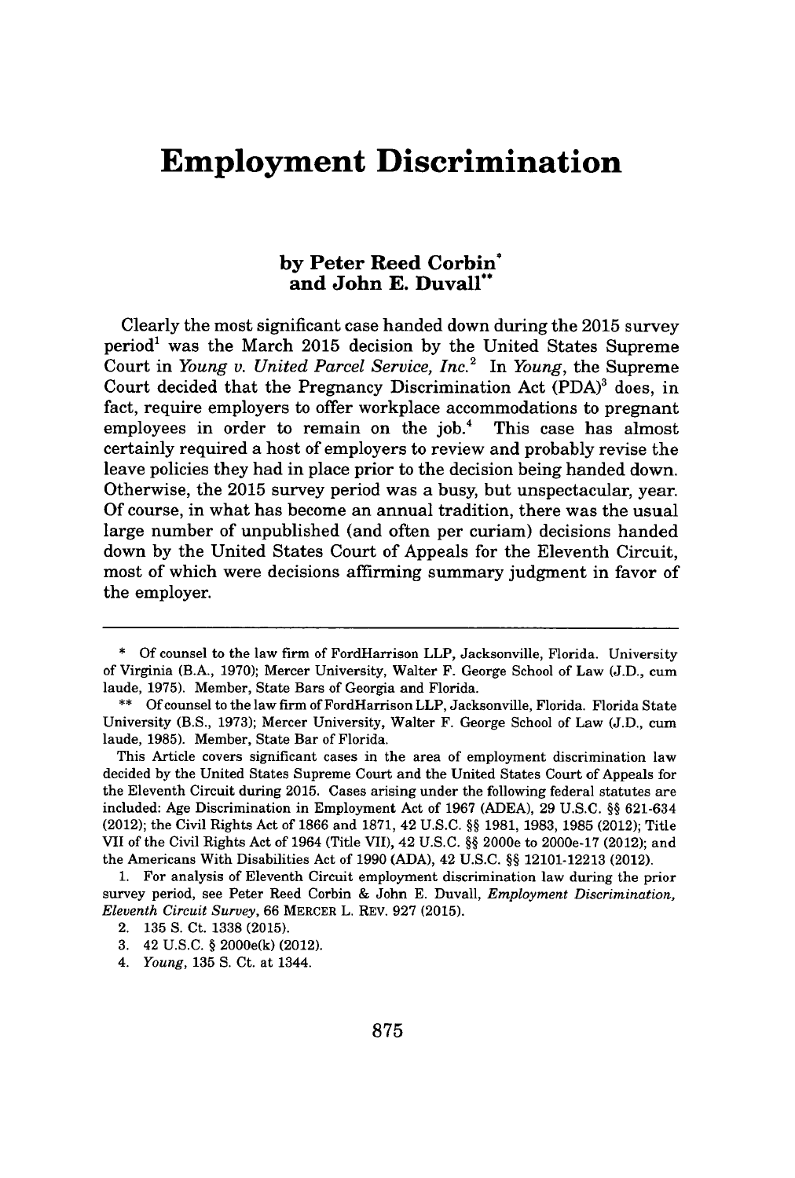# Employment Discrimination

**by Peter Reed Corbin\***
**and John E. Duvall\*\***

Clearly the most significant case handed down during the 2015 survey period[1] was the March 2015 decision by the United States Supreme Court in *Young v. United Parcel Service, Inc.*[2] In *Young*, the Supreme Court decided that the Pregnancy Discrimination Act (PDA)[3] does, in fact, require employers to offer workplace accommodations to pregnant employees in order to remain on the job.[4] This case has almost certainly required a host of employers to review and probably revise the leave policies they had in place prior to the decision being handed down. Otherwise, the 2015 survey period was a busy, but unspectacular, year. Of course, in what has become an annual tradition, there was the usual large number of unpublished (and often per curiam) decisions handed down by the United States Court of Appeals for the Eleventh Circuit, most of which were decisions affirming summary judgment in favor of the employer.

---

\* Of counsel to the law firm of FordHarrison LLP, Jacksonville, Florida. University of Virginia (B.A., 1970); Mercer University, Walter F. George School of Law (J.D., cum laude, 1975). Member, State Bars of Georgia and Florida.

\*\* Of counsel to the law firm of FordHarrison LLP, Jacksonville, Florida. Florida State University (B.S., 1973); Mercer University, Walter F. George School of Law (J.D., cum laude, 1985). Member, State Bar of Florida.

This Article covers significant cases in the area of employment discrimination law decided by the United States Supreme Court and the United States Court of Appeals for the Eleventh Circuit during 2015. Cases arising under the following federal statutes are included: Age Discrimination in Employment Act of 1967 (ADEA), 29 U.S.C. §§ 621-634 (2012); the Civil Rights Act of 1866 and 1871, 42 U.S.C. §§ 1981, 1983, 1985 (2012); Title VII of the Civil Rights Act of 1964 (Title VII), 42 U.S.C. §§ 2000e to 2000e-17 (2012); and the Americans With Disabilities Act of 1990 (ADA), 42 U.S.C. §§ 12101-12213 (2012).

1. For analysis of Eleventh Circuit employment discrimination law during the prior survey period, see Peter Reed Corbin & John E. Duvall, *Employment Discrimination, Eleventh Circuit Survey*, 66 MERCER L. REV. 927 (2015).

2. 135 S. Ct. 1338 (2015).

3. 42 U.S.C. § 2000e(k) (2012).

4. *Young*, 135 S. Ct. at 1344.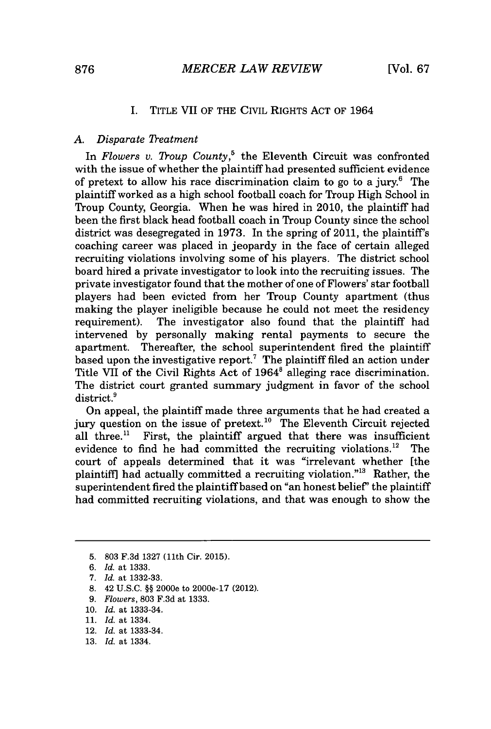## I. TITLE VII OF THE CIVIL RIGHTS ACT OF 1964

### A. *Disparate Treatment*

In *Flowers v. Troup County*,[5] the Eleventh Circuit was confronted with the issue of whether the plaintiff had presented sufficient evidence of pretext to allow his race discrimination claim to go to a jury.[6] The plaintiff worked as a high school football coach for Troup High School in Troup County, Georgia. When he was hired in 2010, the plaintiff had been the first black head football coach in Troup County since the school district was desegregated in 1973. In the spring of 2011, the plaintiff's coaching career was placed in jeopardy in the face of certain alleged recruiting violations involving some of his players. The district school board hired a private investigator to look into the recruiting issues. The private investigator found that the mother of one of Flowers' star football players had been evicted from her Troup County apartment (thus making the player ineligible because he could not meet the residency requirement). The investigator also found that the plaintiff had intervened by personally making rental payments to secure the apartment. Thereafter, the school superintendent fired the plaintiff based upon the investigative report.[7] The plaintiff filed an action under Title VII of the Civil Rights Act of 1964[8] alleging race discrimination. The district court granted summary judgment in favor of the school district.[9]

On appeal, the plaintiff made three arguments that he had created a jury question on the issue of pretext.[10] The Eleventh Circuit rejected all three.[11] First, the plaintiff argued that there was insufficient evidence to find he had committed the recruiting violations.[12] The court of appeals determined that it was "irrelevant whether [the plaintiff] had actually committed a recruiting violation."[13] Rather, the superintendent fired the plaintiff based on "an honest belief" the plaintiff had committed recruiting violations, and that was enough to show the

---

5. 803 F.3d 1327 (11th Cir. 2015).
6. *Id.* at 1333.
7. *Id.* at 1332-33.
8. 42 U.S.C. §§ 2000e to 2000e-17 (2012).
9. *Flowers*, 803 F.3d at 1333.
10. *Id.* at 1333-34.
11. *Id.* at 1334.
12. *Id.* at 1333-34.
13. *Id.* at 1334.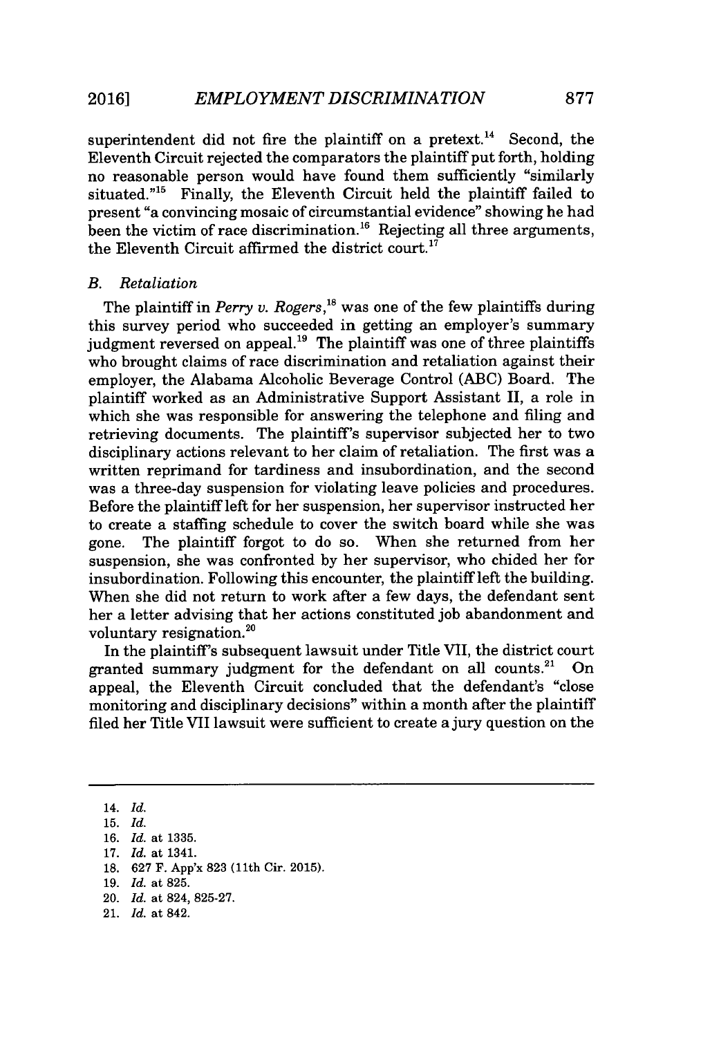superintendent did not fire the plaintiff on a pretext.[14] Second, the Eleventh Circuit rejected the comparators the plaintiff put forth, holding no reasonable person would have found them sufficiently "similarly situated."[15] Finally, the Eleventh Circuit held the plaintiff failed to present "a convincing mosaic of circumstantial evidence" showing he had been the victim of race discrimination.[16] Rejecting all three arguments, the Eleventh Circuit affirmed the district court.[17]

### B. *Retaliation*

The plaintiff in *Perry v. Rogers*,[18] was one of the few plaintiffs during this survey period who succeeded in getting an employer's summary judgment reversed on appeal.[19] The plaintiff was one of three plaintiffs who brought claims of race discrimination and retaliation against their employer, the Alabama Alcoholic Beverage Control (ABC) Board. The plaintiff worked as an Administrative Support Assistant II, a role in which she was responsible for answering the telephone and filing and retrieving documents. The plaintiff's supervisor subjected her to two disciplinary actions relevant to her claim of retaliation. The first was a written reprimand for tardiness and insubordination, and the second was a three-day suspension for violating leave policies and procedures. Before the plaintiff left for her suspension, her supervisor instructed her to create a staffing schedule to cover the switch board while she was gone. The plaintiff forgot to do so. When she returned from her suspension, she was confronted by her supervisor, who chided her for insubordination. Following this encounter, the plaintiff left the building. When she did not return to work after a few days, the defendant sent her a letter advising that her actions constituted job abandonment and voluntary resignation.[20]

In the plaintiff's subsequent lawsuit under Title VII, the district court granted summary judgment for the defendant on all counts.[21] On appeal, the Eleventh Circuit concluded that the defendant's "close monitoring and disciplinary decisions" within a month after the plaintiff filed her Title VII lawsuit were sufficient to create a jury question on the

---

14. *Id.*
15. *Id.*
16. *Id.* at 1335.
17. *Id.* at 1341.
18. 627 F. App'x 823 (11th Cir. 2015).
19. *Id.* at 825.
20. *Id.* at 824, 825-27.
21. *Id.* at 842.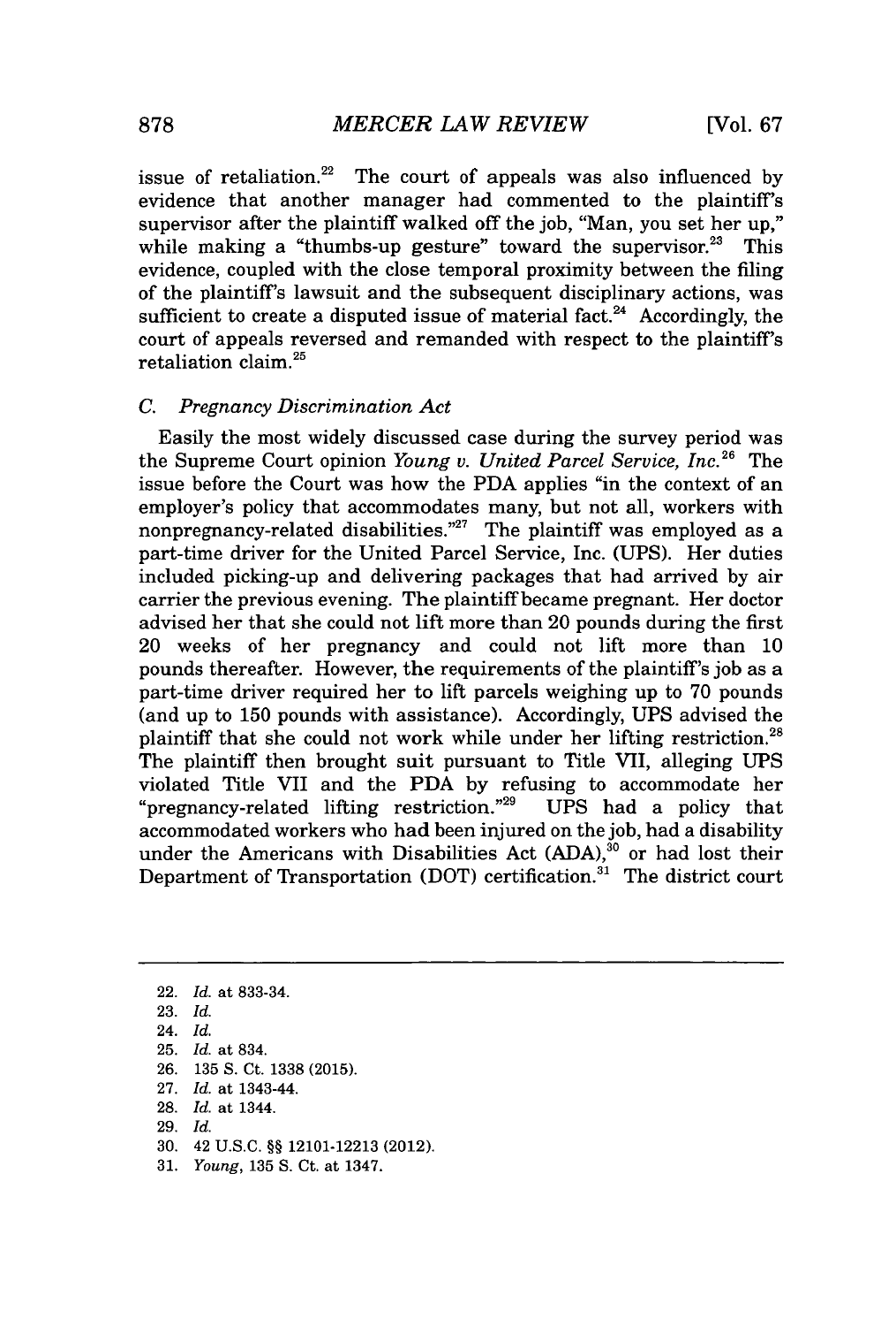issue of retaliation.[22] The court of appeals was also influenced by evidence that another manager had commented to the plaintiff's supervisor after the plaintiff walked off the job, "Man, you set her up," while making a "thumbs-up gesture" toward the supervisor.[23] This evidence, coupled with the close temporal proximity between the filing of the plaintiff's lawsuit and the subsequent disciplinary actions, was sufficient to create a disputed issue of material fact.[24] Accordingly, the court of appeals reversed and remanded with respect to the plaintiff's retaliation claim.[25]

### C. *Pregnancy Discrimination Act*

Easily the most widely discussed case during the survey period was the Supreme Court opinion *Young v. United Parcel Service, Inc.*[26] The issue before the Court was how the PDA applies "in the context of an employer's policy that accommodates many, but not all, workers with nonpregnancy-related disabilities."[27] The plaintiff was employed as a part-time driver for the United Parcel Service, Inc. (UPS). Her duties included picking-up and delivering packages that had arrived by air carrier the previous evening. The plaintiff became pregnant. Her doctor advised her that she could not lift more than 20 pounds during the first 20 weeks of her pregnancy and could not lift more than 10 pounds thereafter. However, the requirements of the plaintiff's job as a part-time driver required her to lift parcels weighing up to 70 pounds (and up to 150 pounds with assistance). Accordingly, UPS advised the plaintiff that she could not work while under her lifting restriction.[28] The plaintiff then brought suit pursuant to Title VII, alleging UPS violated Title VII and the PDA by refusing to accommodate her "pregnancy-related lifting restriction."[29] UPS had a policy that accommodated workers who had been injured on the job, had a disability under the Americans with Disabilities Act (ADA),[30] or had lost their Department of Transportation (DOT) certification.[31] The district court

---

22. *Id.* at 833-34.
23. *Id.*
24. *Id.*
25. *Id.* at 834.
26. 135 S. Ct. 1338 (2015).
27. *Id.* at 1343-44.
28. *Id.* at 1344.
29. *Id.*
30. 42 U.S.C. §§ 12101-12213 (2012).
31. *Young*, 135 S. Ct. at 1347.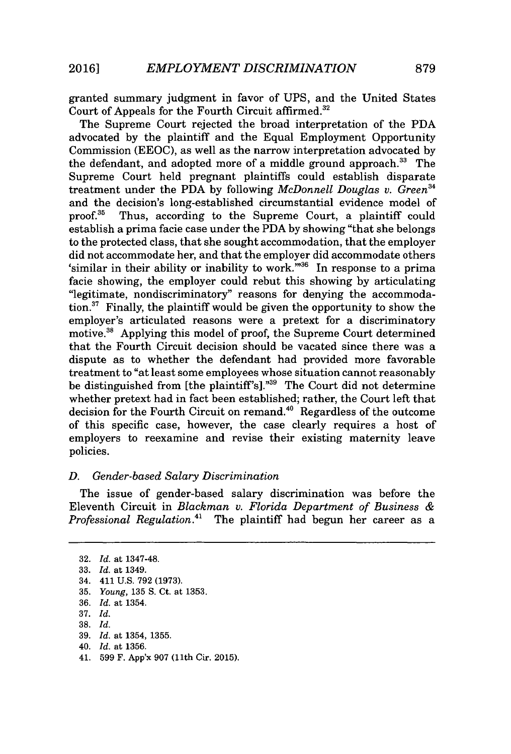granted summary judgment in favor of UPS, and the United States Court of Appeals for the Fourth Circuit affirmed.[32]

The Supreme Court rejected the broad interpretation of the PDA advocated by the plaintiff and the Equal Employment Opportunity Commission (EEOC), as well as the narrow interpretation advocated by the defendant, and adopted more of a middle ground approach.[33] The Supreme Court held pregnant plaintiffs could establish disparate treatment under the PDA by following *McDonnell Douglas v. Green*[34] and the decision's long-established circumstantial evidence model of proof.[35] Thus, according to the Supreme Court, a plaintiff could establish a prima facie case under the PDA by showing "that she belongs to the protected class, that she sought accommodation, that the employer did not accommodate her, and that the employer did accommodate others 'similar in their ability or inability to work.'"[36] In response to a prima facie showing, the employer could rebut this showing by articulating "legitimate, nondiscriminatory" reasons for denying the accommodation.[37] Finally, the plaintiff would be given the opportunity to show the employer's articulated reasons were a pretext for a discriminatory motive.[38] Applying this model of proof, the Supreme Court determined that the Fourth Circuit decision should be vacated since there was a dispute as to whether the defendant had provided more favorable treatment to "at least some employees whose situation cannot reasonably be distinguished from [the plaintiff's]."[39] The Court did not determine whether pretext had in fact been established; rather, the Court left that decision for the Fourth Circuit on remand.[40] Regardless of the outcome of this specific case, however, the case clearly requires a host of employers to reexamine and revise their existing maternity leave policies.

### *D. Gender-based Salary Discrimination*

The issue of gender-based salary discrimination was before the Eleventh Circuit in *Blackman v. Florida Department of Business & Professional Regulation*.[41] The plaintiff had begun her career as a

---

32. *Id.* at 1347-48.
33. *Id.* at 1349.
34. 411 U.S. 792 (1973).
35. *Young*, 135 S. Ct. at 1353.
36. *Id.* at 1354.
37. *Id.*
38. *Id.*
39. *Id.* at 1354, 1355.
40. *Id.* at 1356.
41. 599 F. App'x 907 (11th Cir. 2015).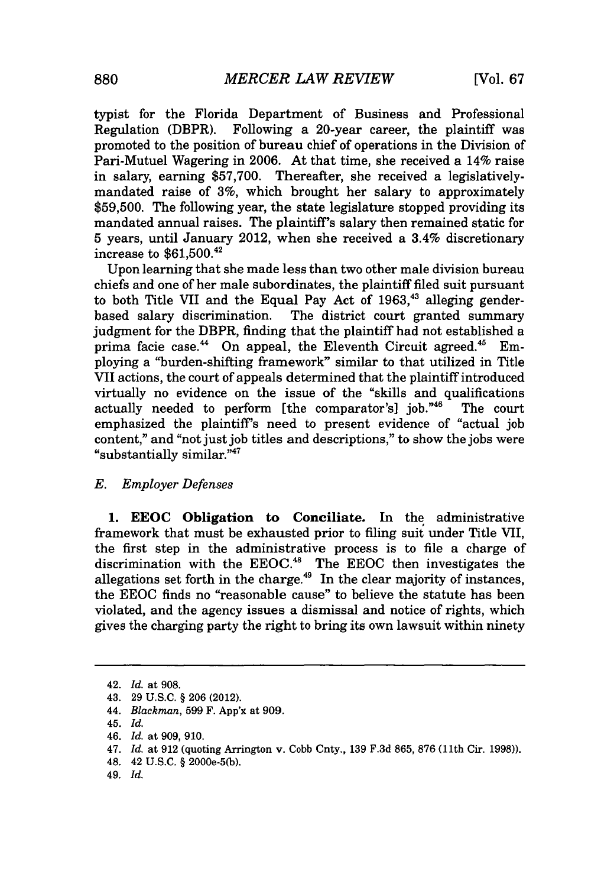typist for the Florida Department of Business and Professional Regulation (DBPR). Following a 20-year career, the plaintiff was promoted to the position of bureau chief of operations in the Division of Pari-Mutuel Wagering in 2006. At that time, she received a 14% raise in salary, earning $57,700. Thereafter, she received a legislatively-mandated raise of 3%, which brought her salary to approximately $59,500. The following year, the state legislature stopped providing its mandated annual raises. The plaintiff's salary then remained static for 5 years, until January 2012, when she received a 3.4% discretionary increase to $61,500.[42]

Upon learning that she made less than two other male division bureau chiefs and one of her male subordinates, the plaintiff filed suit pursuant to both Title VII and the Equal Pay Act of 1963,[43] alleging gender-based salary discrimination. The district court granted summary judgment for the DBPR, finding that the plaintiff had not established a prima facie case.[44] On appeal, the Eleventh Circuit agreed.[45] Employing a "burden-shifting framework" similar to that utilized in Title VII actions, the court of appeals determined that the plaintiff introduced virtually no evidence on the issue of the "skills and qualifications actually needed to perform [the comparator's] job."[46] The court emphasized the plaintiff's need to present evidence of "actual job content," and "not just job titles and descriptions," to show the jobs were "substantially similar."[47]

### *E. Employer Defenses*

**1. EEOC Obligation to Conciliate.** In the administrative framework that must be exhausted prior to filing suit under Title VII, the first step in the administrative process is to file a charge of discrimination with the EEOC.[48] The EEOC then investigates the allegations set forth in the charge.[49] In the clear majority of instances, the EEOC finds no "reasonable cause" to believe the statute has been violated, and the agency issues a dismissal and notice of rights, which gives the charging party the right to bring its own lawsuit within ninety

---

42. *Id.* at 908.

43. 29 U.S.C. § 206 (2012).

44. *Blackman*, 599 F. App'x at 909.

45. *Id.*

46. *Id.* at 909, 910.

47. *Id.* at 912 (quoting Arrington v. Cobb Cnty., 139 F.3d 865, 876 (11th Cir. 1998)).

48. 42 U.S.C. § 2000e-5(b).

49. *Id.*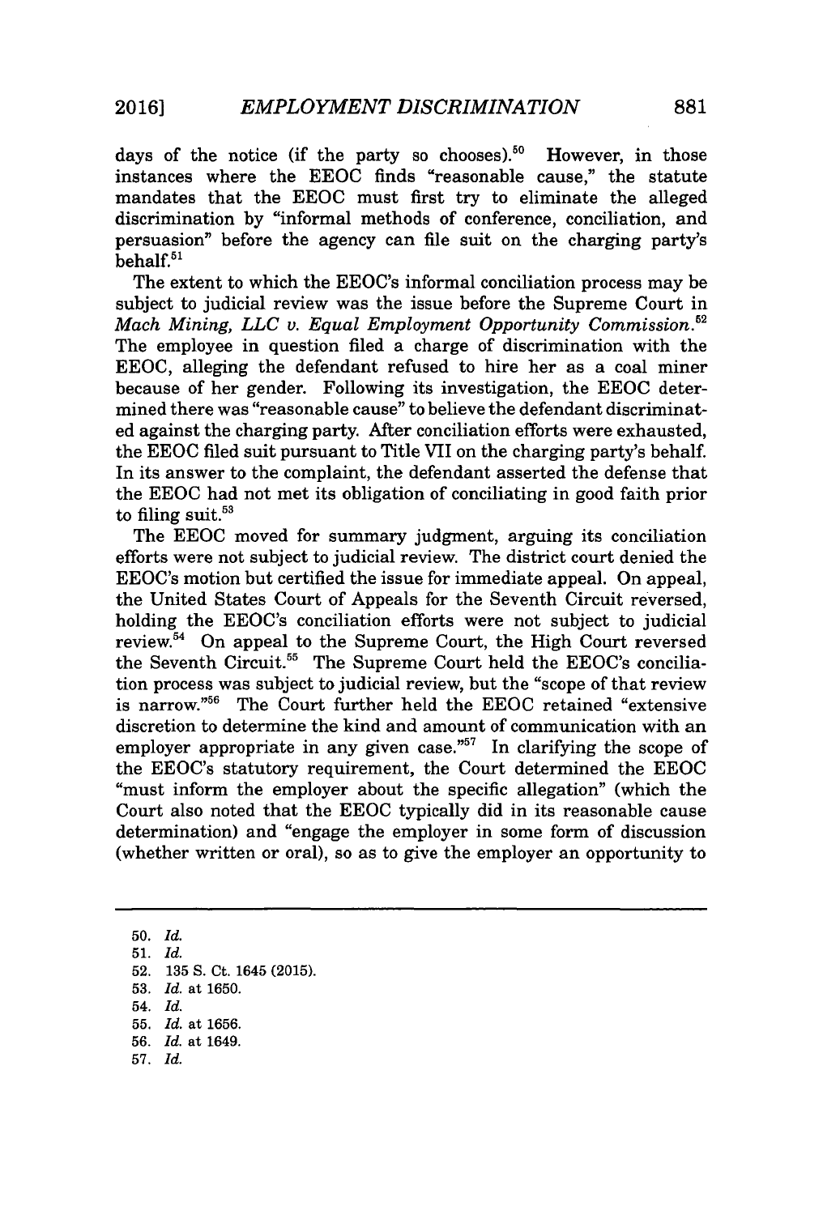days of the notice (if the party so chooses).[50] However, in those instances where the EEOC finds "reasonable cause," the statute mandates that the EEOC must first try to eliminate the alleged discrimination by "informal methods of conference, conciliation, and persuasion" before the agency can file suit on the charging party's behalf.[51]

The extent to which the EEOC's informal conciliation process may be subject to judicial review was the issue before the Supreme Court in *Mach Mining, LLC v. Equal Employment Opportunity Commission*.[52] The employee in question filed a charge of discrimination with the EEOC, alleging the defendant refused to hire her as a coal miner because of her gender. Following its investigation, the EEOC determined there was "reasonable cause" to believe the defendant discriminated against the charging party. After conciliation efforts were exhausted, the EEOC filed suit pursuant to Title VII on the charging party's behalf. In its answer to the complaint, the defendant asserted the defense that the EEOC had not met its obligation of conciliating in good faith prior to filing suit.[53]

The EEOC moved for summary judgment, arguing its conciliation efforts were not subject to judicial review. The district court denied the EEOC's motion but certified the issue for immediate appeal. On appeal, the United States Court of Appeals for the Seventh Circuit reversed, holding the EEOC's conciliation efforts were not subject to judicial review.[54] On appeal to the Supreme Court, the High Court reversed the Seventh Circuit.[55] The Supreme Court held the EEOC's conciliation process was subject to judicial review, but the "scope of that review is narrow."[56] The Court further held the EEOC retained "extensive discretion to determine the kind and amount of communication with an employer appropriate in any given case."[57] In clarifying the scope of the EEOC's statutory requirement, the Court determined the EEOC "must inform the employer about the specific allegation" (which the Court also noted that the EEOC typically did in its reasonable cause determination) and "engage the employer in some form of discussion (whether written or oral), so as to give the employer an opportunity to

---

50. *Id.*
51. *Id.*
52. 135 S. Ct. 1645 (2015).
53. *Id.* at 1650.
54. *Id.*
55. *Id.* at 1656.
56. *Id.* at 1649.
57. *Id.*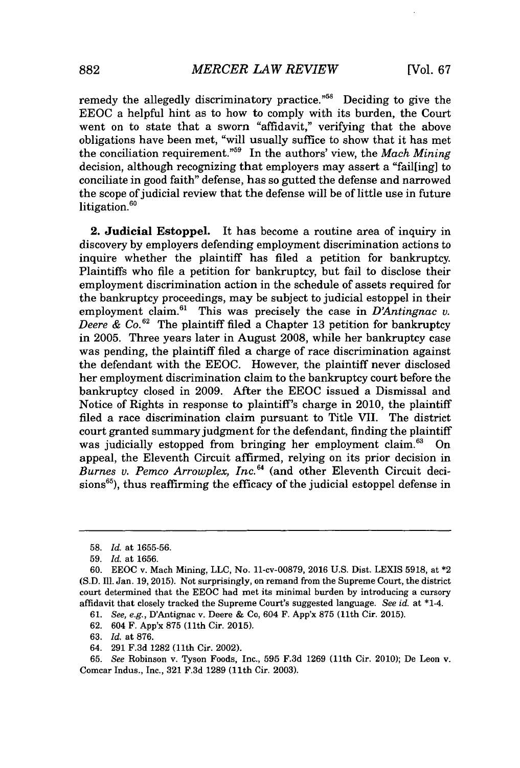remedy the allegedly discriminatory practice."[58] Deciding to give the EEOC a helpful hint as to how to comply with its burden, the Court went on to state that a sworn "affidavit," verifying that the above obligations have been met, "will usually suffice to show that it has met the conciliation requirement."[59] In the authors' view, the *Mach Mining* decision, although recognizing that employers may assert a "fail[ing] to conciliate in good faith" defense, has so gutted the defense and narrowed the scope of judicial review that the defense will be of little use in future litigation.[60]

**2. Judicial Estoppel.** It has become a routine area of inquiry in discovery by employers defending employment discrimination actions to inquire whether the plaintiff has filed a petition for bankruptcy. Plaintiffs who file a petition for bankruptcy, but fail to disclose their employment discrimination action in the schedule of assets required for the bankruptcy proceedings, may be subject to judicial estoppel in their employment claim.[61] This was precisely the case in *D'Antingnac v. Deere & Co.*[62] The plaintiff filed a Chapter 13 petition for bankruptcy in 2005. Three years later in August 2008, while her bankruptcy case was pending, the plaintiff filed a charge of race discrimination against the defendant with the EEOC. However, the plaintiff never disclosed her employment discrimination claim to the bankruptcy court before the bankruptcy closed in 2009. After the EEOC issued a Dismissal and Notice of Rights in response to plaintiff's charge in 2010, the plaintiff filed a race discrimination claim pursuant to Title VII. The district court granted summary judgment for the defendant, finding the plaintiff was judicially estopped from bringing her employment claim.[63] On appeal, the Eleventh Circuit affirmed, relying on its prior decision in *Burnes v. Pemco Arrowplex, Inc.*[64] (and other Eleventh Circuit decisions[65]), thus reaffirming the efficacy of the judicial estoppel defense in

---

58. *Id.* at 1655-56.

59. *Id.* at 1656.

60. EEOC v. Mach Mining, LLC, No. 11-cv-00879, 2016 U.S. Dist. LEXIS 5918, at *2 (S.D. Ill. Jan. 19, 2015). Not surprisingly, on remand from the Supreme Court, the district court determined that the EEOC had met its minimal burden by introducing a cursory affidavit that closely tracked the Supreme Court's suggested language. *See id.* at *1-4.

61. *See, e.g.*, D'Antignac v. Deere & Co, 604 F. App'x 875 (11th Cir. 2015).

62. 604 F. App'x 875 (11th Cir. 2015).

63. *Id.* at 876.

64. 291 F.3d 1282 (11th Cir. 2002).

65. *See* Robinson v. Tyson Foods, Inc., 595 F.3d 1269 (11th Cir. 2010); De Leon v. Comcar Indus., Inc., 321 F.3d 1289 (11th Cir. 2003).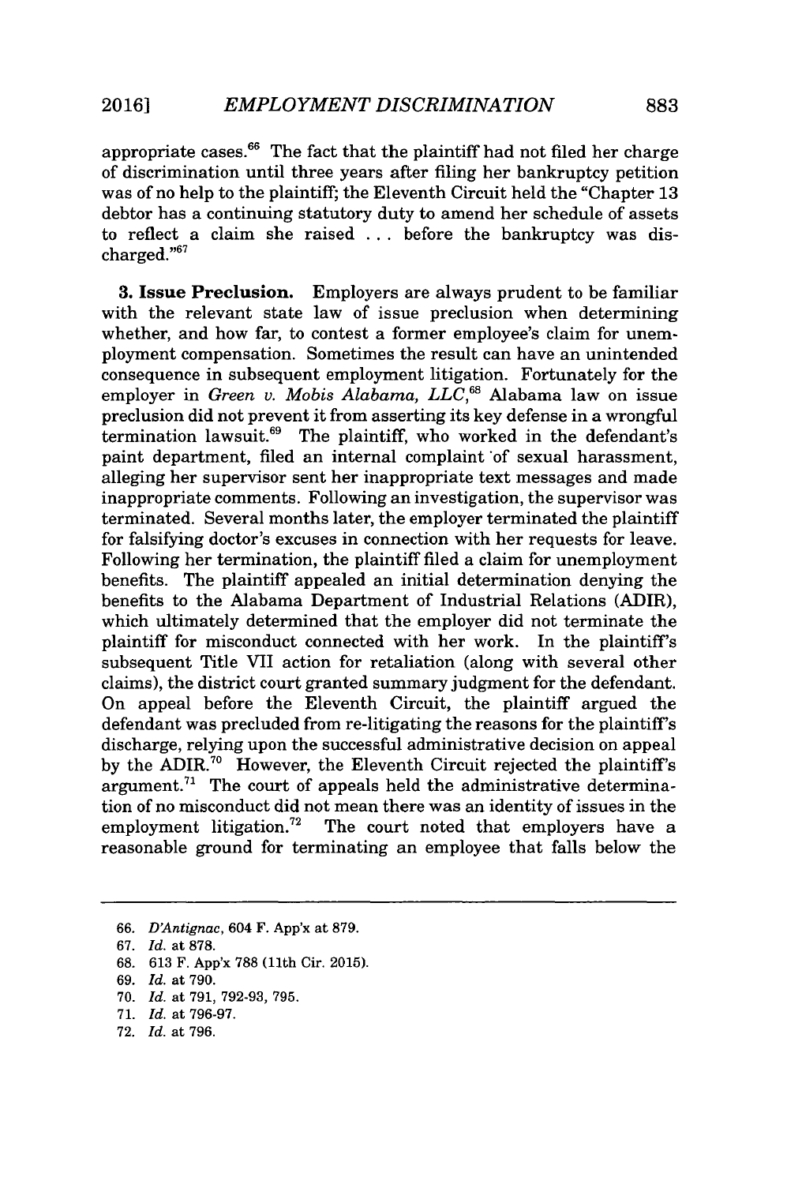appropriate cases.[66] The fact that the plaintiff had not filed her charge of discrimination until three years after filing her bankruptcy petition was of no help to the plaintiff; the Eleventh Circuit held the "Chapter 13 debtor has a continuing statutory duty to amend her schedule of assets to reflect a claim she raised . . . before the bankruptcy was discharged."[67]

**3. Issue Preclusion.** Employers are always prudent to be familiar with the relevant state law of issue preclusion when determining whether, and how far, to contest a former employee's claim for unemployment compensation. Sometimes the result can have an unintended consequence in subsequent employment litigation. Fortunately for the employer in *Green v. Mobis Alabama, LLC*,[68] Alabama law on issue preclusion did not prevent it from asserting its key defense in a wrongful termination lawsuit.[69] The plaintiff, who worked in the defendant's paint department, filed an internal complaint of sexual harassment, alleging her supervisor sent her inappropriate text messages and made inappropriate comments. Following an investigation, the supervisor was terminated. Several months later, the employer terminated the plaintiff for falsifying doctor's excuses in connection with her requests for leave. Following her termination, the plaintiff filed a claim for unemployment benefits. The plaintiff appealed an initial determination denying the benefits to the Alabama Department of Industrial Relations (ADIR), which ultimately determined that the employer did not terminate the plaintiff for misconduct connected with her work. In the plaintiff's subsequent Title VII action for retaliation (along with several other claims), the district court granted summary judgment for the defendant. On appeal before the Eleventh Circuit, the plaintiff argued the defendant was precluded from re-litigating the reasons for the plaintiff's discharge, relying upon the successful administrative decision on appeal by the ADIR.[70] However, the Eleventh Circuit rejected the plaintiff's argument.[71] The court of appeals held the administrative determination of no misconduct did not mean there was an identity of issues in the employment litigation.[72] The court noted that employers have a reasonable ground for terminating an employee that falls below the

---

66. *D'Antignac*, 604 F. App'x at 879.
67. *Id.* at 878.
68. 613 F. App'x 788 (11th Cir. 2015).
69. *Id.* at 790.
70. *Id.* at 791, 792-93, 795.
71. *Id.* at 796-97.
72. *Id.* at 796.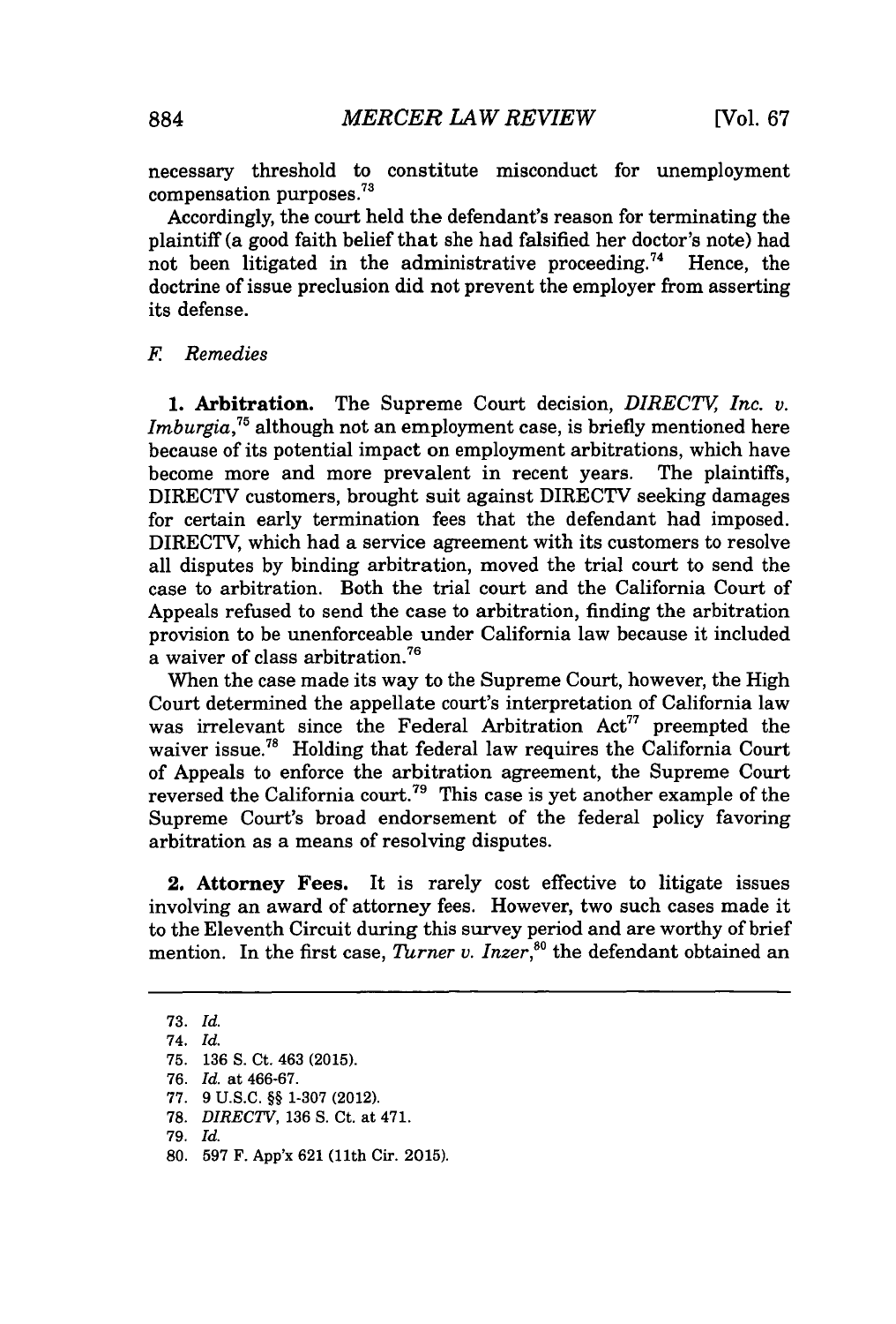necessary threshold to constitute misconduct for unemployment compensation purposes.[73]

Accordingly, the court held the defendant's reason for terminating the plaintiff (a good faith belief that she had falsified her doctor's note) had not been litigated in the administrative proceeding.[74] Hence, the doctrine of issue preclusion did not prevent the employer from asserting its defense.

### *F. Remedies*

**1. Arbitration.** The Supreme Court decision, *DIRECTV, Inc. v. Imburgia*,[75] although not an employment case, is briefly mentioned here because of its potential impact on employment arbitrations, which have become more and more prevalent in recent years. The plaintiffs, DIRECTV customers, brought suit against DIRECTV seeking damages for certain early termination fees that the defendant had imposed. DIRECTV, which had a service agreement with its customers to resolve all disputes by binding arbitration, moved the trial court to send the case to arbitration. Both the trial court and the California Court of Appeals refused to send the case to arbitration, finding the arbitration provision to be unenforceable under California law because it included a waiver of class arbitration.[76]

When the case made its way to the Supreme Court, however, the High Court determined the appellate court's interpretation of California law was irrelevant since the Federal Arbitration Act[77] preempted the waiver issue.[78] Holding that federal law requires the California Court of Appeals to enforce the arbitration agreement, the Supreme Court reversed the California court.[79] This case is yet another example of the Supreme Court's broad endorsement of the federal policy favoring arbitration as a means of resolving disputes.

**2. Attorney Fees.** It is rarely cost effective to litigate issues involving an award of attorney fees. However, two such cases made it to the Eleventh Circuit during this survey period and are worthy of brief mention. In the first case, *Turner v. Inzer*,[80] the defendant obtained an

---

73. *Id.*
74. *Id.*
75. 136 S. Ct. 463 (2015).
76. *Id.* at 466-67.
77. 9 U.S.C. §§ 1-307 (2012).
78. *DIRECTV*, 136 S. Ct. at 471.
79. *Id.*
80. 597 F. App'x 621 (11th Cir. 2015).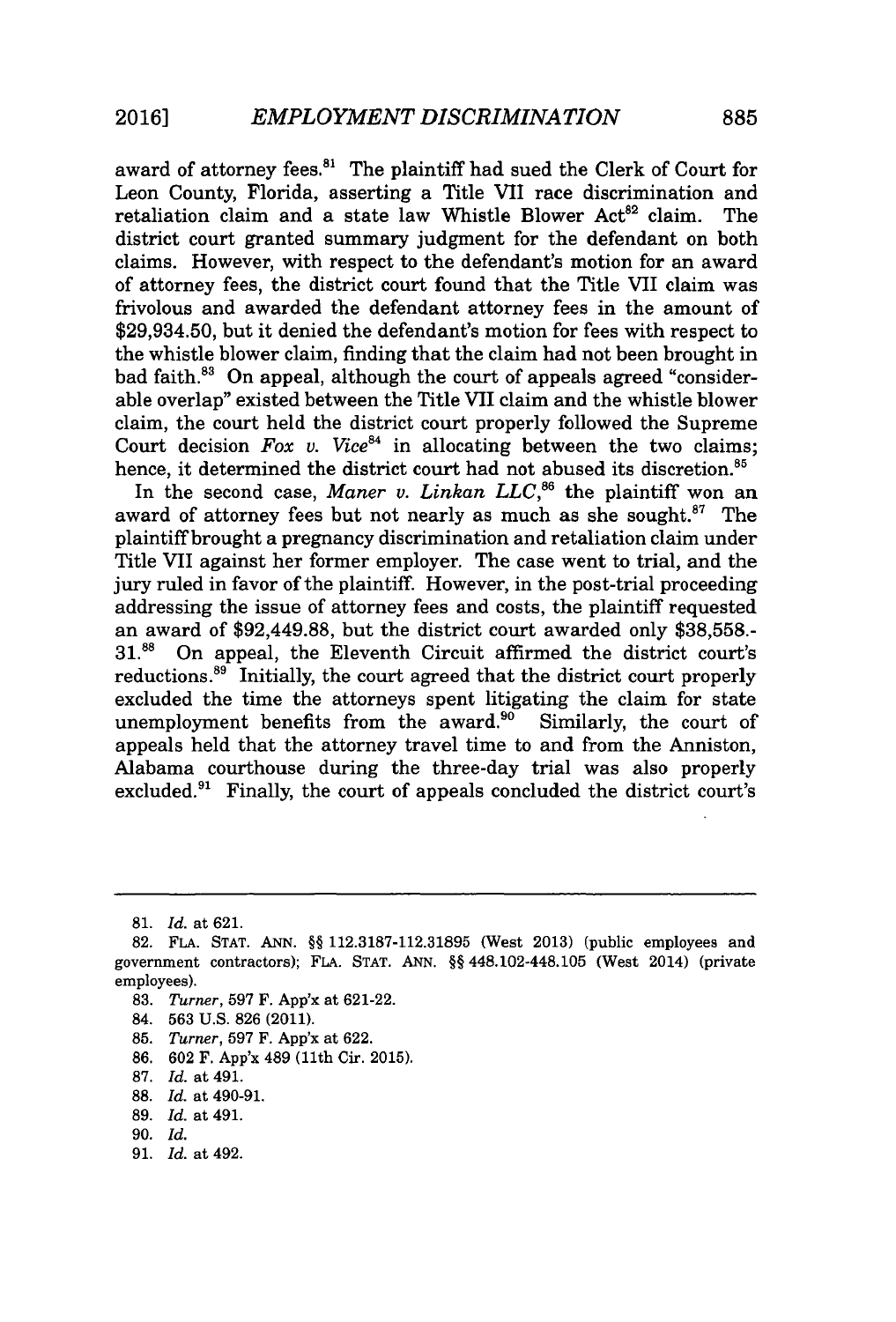award of attorney fees.[81] The plaintiff had sued the Clerk of Court for Leon County, Florida, asserting a Title VII race discrimination and retaliation claim and a state law Whistle Blower Act[82] claim. The district court granted summary judgment for the defendant on both claims. However, with respect to the defendant's motion for an award of attorney fees, the district court found that the Title VII claim was frivolous and awarded the defendant attorney fees in the amount of $29,934.50, but it denied the defendant's motion for fees with respect to the whistle blower claim, finding that the claim had not been brought in bad faith.[83] On appeal, although the court of appeals agreed "considerable overlap" existed between the Title VII claim and the whistle blower claim, the court held the district court properly followed the Supreme Court decision *Fox v. Vice*[84] in allocating between the two claims; hence, it determined the district court had not abused its discretion.[85]

In the second case, *Maner v. Linkan LLC*,[86] the plaintiff won an award of attorney fees but not nearly as much as she sought.[87] The plaintiff brought a pregnancy discrimination and retaliation claim under Title VII against her former employer. The case went to trial, and the jury ruled in favor of the plaintiff. However, in the post-trial proceeding addressing the issue of attorney fees and costs, the plaintiff requested an award of $92,449.88, but the district court awarded only $38,558.31.[88] On appeal, the Eleventh Circuit affirmed the district court's reductions.[89] Initially, the court agreed that the district court properly excluded the time the attorneys spent litigating the claim for state unemployment benefits from the award.[90] Similarly, the court of appeals held that the attorney travel time to and from the Anniston, Alabama courthouse during the three-day trial was also properly excluded.[91] Finally, the court of appeals concluded the district court's

---

81. *Id.* at 621.
82. FLA. STAT. ANN. §§ 112.3187-112.31895 (West 2013) (public employees and government contractors); FLA. STAT. ANN. §§ 448.102-448.105 (West 2014) (private employees).
83. *Turner*, 597 F. App'x at 621-22.
84. 563 U.S. 826 (2011).
85. *Turner*, 597 F. App'x at 622.
86. 602 F. App'x 489 (11th Cir. 2015).
87. *Id.* at 491.
88. *Id.* at 490-91.
89. *Id.* at 491.
90. *Id.*
91. *Id.* at 492.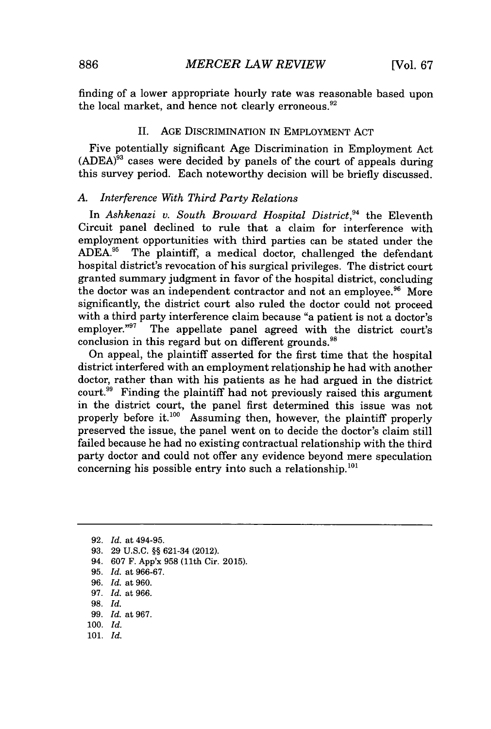finding of a lower appropriate hourly rate was reasonable based upon the local market, and hence not clearly erroneous.[92]

## II. AGE DISCRIMINATION IN EMPLOYMENT ACT

Five potentially significant Age Discrimination in Employment Act (ADEA)[93] cases were decided by panels of the court of appeals during this survey period. Each noteworthy decision will be briefly discussed.

### A. *Interference With Third Party Relations*

In *Ashkenazi v. South Broward Hospital District*,[94] the Eleventh Circuit panel declined to rule that a claim for interference with employment opportunities with third parties can be stated under the ADEA.[95] The plaintiff, a medical doctor, challenged the defendant hospital district's revocation of his surgical privileges. The district court granted summary judgment in favor of the hospital district, concluding the doctor was an independent contractor and not an employee.[96] More significantly, the district court also ruled the doctor could not proceed with a third party interference claim because "a patient is not a doctor's employer."[97] The appellate panel agreed with the district court's conclusion in this regard but on different grounds.[98]

On appeal, the plaintiff asserted for the first time that the hospital district interfered with an employment relationship he had with another doctor, rather than with his patients as he had argued in the district court.[99] Finding the plaintiff had not previously raised this argument in the district court, the panel first determined this issue was not properly before it.[100] Assuming then, however, the plaintiff properly preserved the issue, the panel went on to decide the doctor's claim still failed because he had no existing contractual relationship with the third party doctor and could not offer any evidence beyond mere speculation concerning his possible entry into such a relationship.[101]

---

92. *Id.* at 494-95.
93. 29 U.S.C. §§ 621-34 (2012).
94. 607 F. App'x 958 (11th Cir. 2015).
95. *Id.* at 966-67.
96. *Id.* at 960.
97. *Id.* at 966.
98. *Id.*
99. *Id.* at 967.
100. *Id.*
101. *Id.*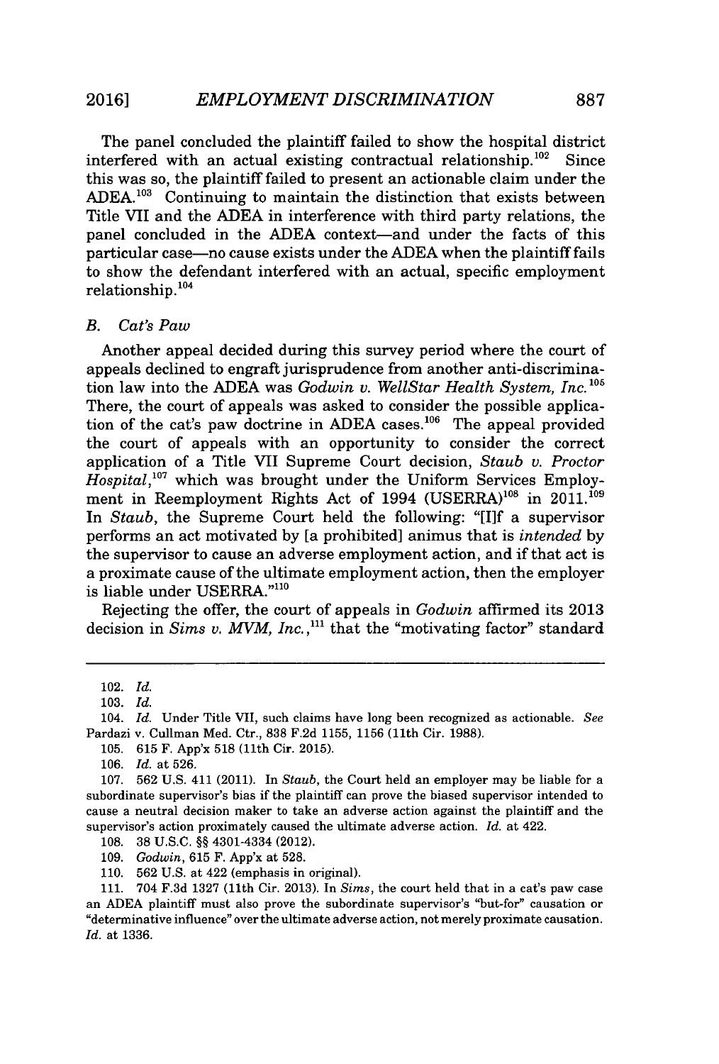The panel concluded the plaintiff failed to show the hospital district interfered with an actual existing contractual relationship.[102] Since this was so, the plaintiff failed to present an actionable claim under the ADEA.[103] Continuing to maintain the distinction that exists between Title VII and the ADEA in interference with third party relations, the panel concluded in the ADEA context—and under the facts of this particular case—no cause exists under the ADEA when the plaintiff fails to show the defendant interfered with an actual, specific employment relationship.[104]

### B. *Cat's Paw*

Another appeal decided during this survey period where the court of appeals declined to engraft jurisprudence from another anti-discrimination law into the ADEA was *Godwin v. WellStar Health System, Inc.*[105] There, the court of appeals was asked to consider the possible application of the cat's paw doctrine in ADEA cases.[106] The appeal provided the court of appeals with an opportunity to consider the correct application of a Title VII Supreme Court decision, *Staub v. Proctor Hospital*,[107] which was brought under the Uniform Services Employment in Reemployment Rights Act of 1994 (USERRA)[108] in 2011.[109] In *Staub*, the Supreme Court held the following: "[I]f a supervisor performs an act motivated by [a prohibited] animus that is *intended* by the supervisor to cause an adverse employment action, and if that act is a proximate cause of the ultimate employment action, then the employer is liable under USERRA."[110]

Rejecting the offer, the court of appeals in *Godwin* affirmed its 2013 decision in *Sims v. MVM, Inc.*,[111] that the "motivating factor" standard

---

102. *Id.*

103. *Id.*

104. *Id.* Under Title VII, such claims have long been recognized as actionable. *See* Pardazi v. Cullman Med. Ctr., 838 F.2d 1155, 1156 (11th Cir. 1988).

105. 615 F. App'x 518 (11th Cir. 2015).

106. *Id.* at 526.

107. 562 U.S. 411 (2011). In *Staub*, the Court held an employer may be liable for a subordinate supervisor's bias if the plaintiff can prove the biased supervisor intended to cause a neutral decision maker to take an adverse action against the plaintiff and the supervisor's action proximately caused the ultimate adverse action. *Id.* at 422.

108. 38 U.S.C. §§ 4301-4334 (2012).

109. *Godwin*, 615 F. App'x at 528.

110. 562 U.S. at 422 (emphasis in original).

111. 704 F.3d 1327 (11th Cir. 2013). In *Sims*, the court held that in a cat's paw case an ADEA plaintiff must also prove the subordinate supervisor's "but-for" causation or "determinative influence" over the ultimate adverse action, not merely proximate causation. *Id.* at 1336.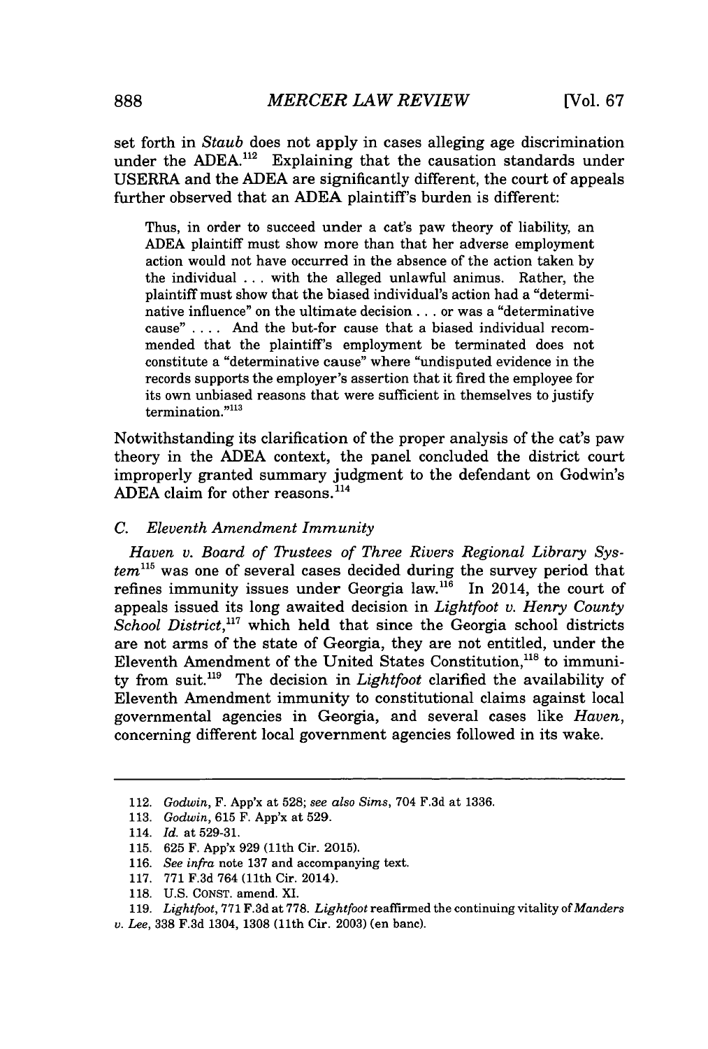set forth in *Staub* does not apply in cases alleging age discrimination under the ADEA.[112] Explaining that the causation standards under USERRA and the ADEA are significantly different, the court of appeals further observed that an ADEA plaintiff's burden is different:

> Thus, in order to succeed under a cat's paw theory of liability, an ADEA plaintiff must show more than that her adverse employment action would not have occurred in the absence of the action taken by the individual . . . with the alleged unlawful animus. Rather, the plaintiff must show that the biased individual's action had a "determinative influence" on the ultimate decision . . . or was a "determinative cause" . . . . And the but-for cause that a biased individual recommended that the plaintiff's employment be terminated does not constitute a "determinative cause" where "undisputed evidence in the records supports the employer's assertion that it fired the employee for its own unbiased reasons that were sufficient in themselves to justify termination."[113]

Notwithstanding its clarification of the proper analysis of the cat's paw theory in the ADEA context, the panel concluded the district court improperly granted summary judgment to the defendant on Godwin's ADEA claim for other reasons.[114]

### C. Eleventh Amendment Immunity

*Haven v. Board of Trustees of Three Rivers Regional Library System*[115] was one of several cases decided during the survey period that refines immunity issues under Georgia law.[116] In 2014, the court of appeals issued its long awaited decision in *Lightfoot v. Henry County School District*,[117] which held that since the Georgia school districts are not arms of the state of Georgia, they are not entitled, under the Eleventh Amendment of the United States Constitution,[118] to immunity from suit.[119] The decision in *Lightfoot* clarified the availability of Eleventh Amendment immunity to constitutional claims against local governmental agencies in Georgia, and several cases like *Haven*, concerning different local government agencies followed in its wake.

---

112. *Godwin*, F. App'x at 528; *see also Sims*, 704 F.3d at 1336.

113. *Godwin*, 615 F. App'x at 529.

114. *Id.* at 529-31.

115. 625 F. App'x 929 (11th Cir. 2015).

116. *See infra* note 137 and accompanying text.

117. 771 F.3d 764 (11th Cir. 2014).

118. U.S. CONST. amend. XI.

119. *Lightfoot*, 771 F.3d at 778. *Lightfoot* reaffirmed the continuing vitality of *Manders v. Lee*, 338 F.3d 1304, 1308 (11th Cir. 2003) (en banc).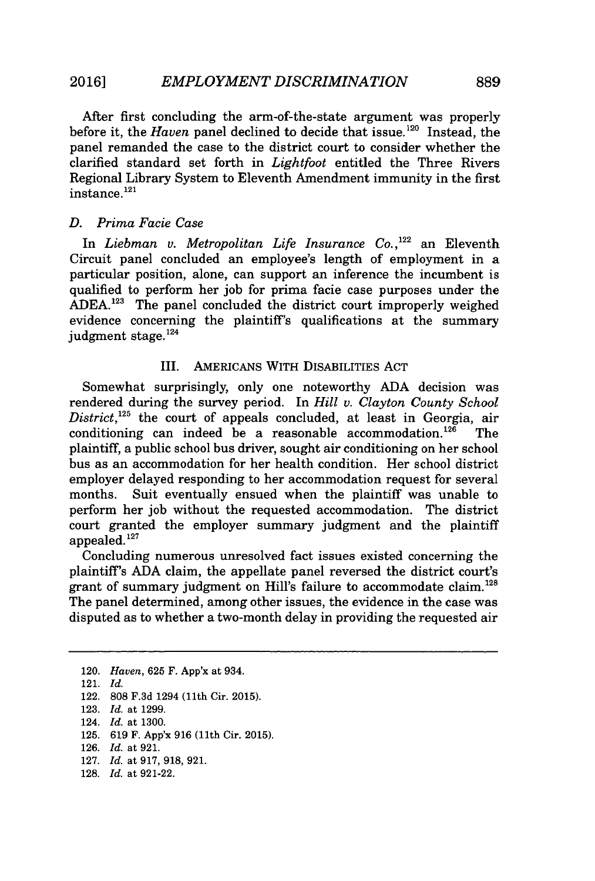After first concluding the arm-of-the-state argument was properly before it, the *Haven* panel declined to decide that issue.[120] Instead, the panel remanded the case to the district court to consider whether the clarified standard set forth in *Lightfoot* entitled the Three Rivers Regional Library System to Eleventh Amendment immunity in the first instance.[121]

### D. *Prima Facie Case*

In *Liebman v. Metropolitan Life Insurance Co.*,[122] an Eleventh Circuit panel concluded an employee's length of employment in a particular position, alone, can support an inference the incumbent is qualified to perform her job for prima facie case purposes under the ADEA.[123] The panel concluded the district court improperly weighed evidence concerning the plaintiff's qualifications at the summary judgment stage.[124]

## III. AMERICANS WITH DISABILITIES ACT

Somewhat surprisingly, only one noteworthy ADA decision was rendered during the survey period. In *Hill v. Clayton County School District*,[125] the court of appeals concluded, at least in Georgia, air conditioning can indeed be a reasonable accommodation.[126] The plaintiff, a public school bus driver, sought air conditioning on her school bus as an accommodation for her health condition. Her school district employer delayed responding to her accommodation request for several months. Suit eventually ensued when the plaintiff was unable to perform her job without the requested accommodation. The district court granted the employer summary judgment and the plaintiff appealed.[127]

Concluding numerous unresolved fact issues existed concerning the plaintiff's ADA claim, the appellate panel reversed the district court's grant of summary judgment on Hill's failure to accommodate claim.[128] The panel determined, among other issues, the evidence in the case was disputed as to whether a two-month delay in providing the requested air

---

120. *Haven*, 625 F. App'x at 934.
121. *Id.*
122. 808 F.3d 1294 (11th Cir. 2015).
123. *Id.* at 1299.
124. *Id.* at 1300.
125. 619 F. App'x 916 (11th Cir. 2015).
126. *Id.* at 921.
127. *Id.* at 917, 918, 921.
128. *Id.* at 921-22.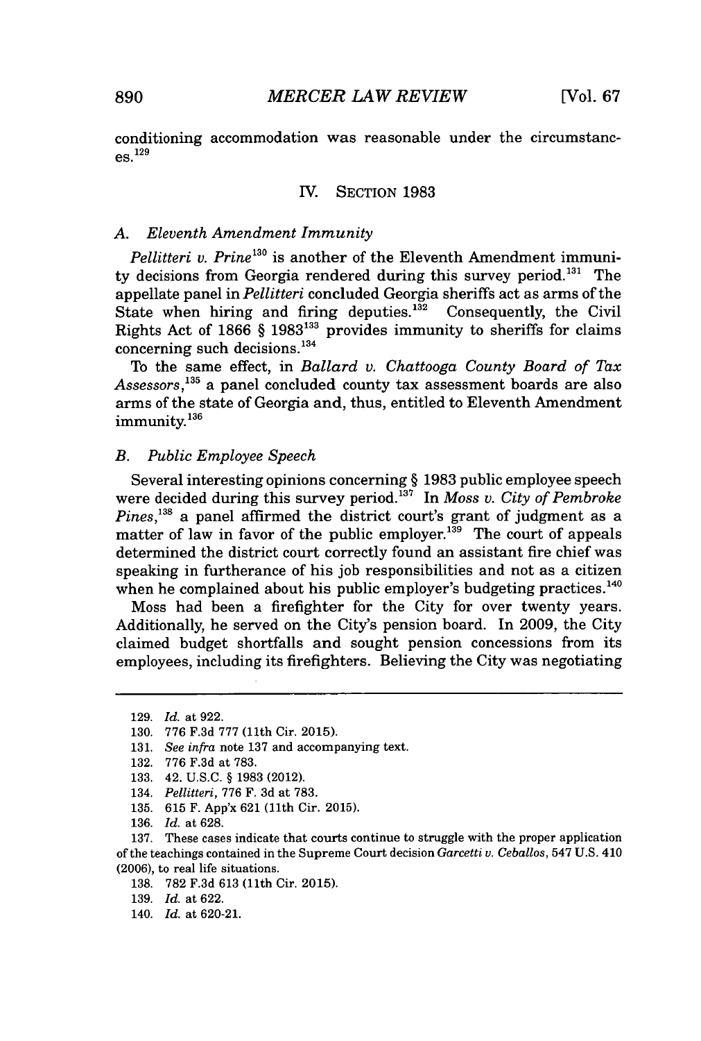conditioning accommodation was reasonable under the circumstances.[129]

## IV. SECTION 1983

### A. *Eleventh Amendment Immunity*

*Pellitteri v. Prine*[130] is another of the Eleventh Amendment immunity decisions from Georgia rendered during this survey period.[131] The appellate panel in *Pellitteri* concluded Georgia sheriffs act as arms of the State when hiring and firing deputies.[132] Consequently, the Civil Rights Act of 1866 § 1983[133] provides immunity to sheriffs for claims concerning such decisions.[134]

To the same effect, in *Ballard v. Chattooga County Board of Tax Assessors*,[135] a panel concluded county tax assessment boards are also arms of the state of Georgia and, thus, entitled to Eleventh Amendment immunity.[136]

### B. *Public Employee Speech*

Several interesting opinions concerning § 1983 public employee speech were decided during this survey period.[137] In *Moss v. City of Pembroke Pines*,[138] a panel affirmed the district court's grant of judgment as a matter of law in favor of the public employer.[139] The court of appeals determined the district court correctly found an assistant fire chief was speaking in furtherance of his job responsibilities and not as a citizen when he complained about his public employer's budgeting practices.[140]

Moss had been a firefighter for the City for over twenty years. Additionally, he served on the City's pension board. In 2009, the City claimed budget shortfalls and sought pension concessions from its employees, including its firefighters. Believing the City was negotiating

---

129. *Id.* at 922.

130. 776 F.3d 777 (11th Cir. 2015).

131. *See infra* note 137 and accompanying text.

132. 776 F.3d at 783.

133. 42. U.S.C. § 1983 (2012).

134. *Pellitteri*, 776 F. 3d at 783.

135. 615 F. App'x 621 (11th Cir. 2015).

136. *Id.* at 628.

137. These cases indicate that courts continue to struggle with the proper application of the teachings contained in the Supreme Court decision *Garcetti v. Ceballos*, 547 U.S. 410 (2006), to real life situations.

138. 782 F.3d 613 (11th Cir. 2015).

139. *Id.* at 622.

140. *Id.* at 620-21.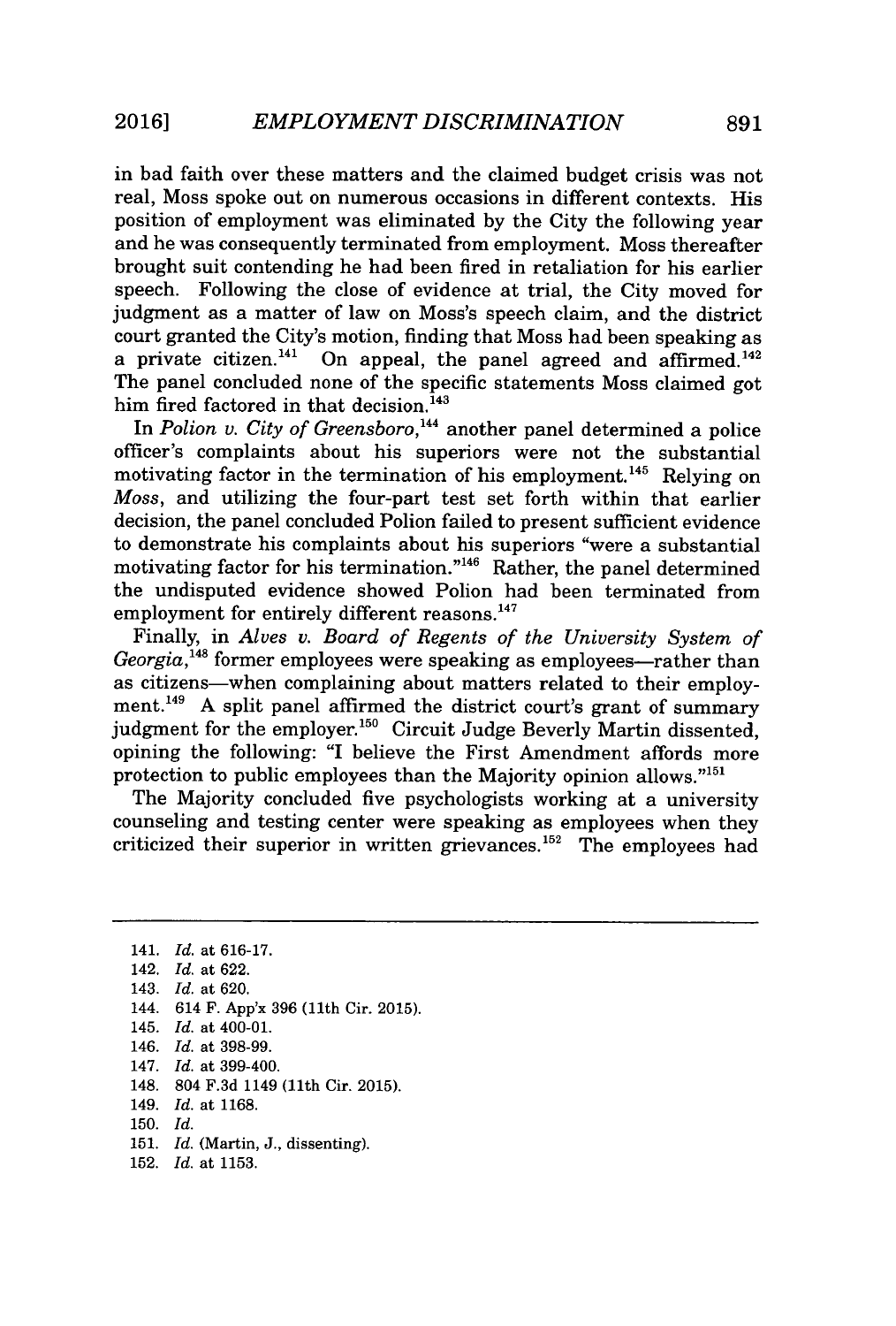in bad faith over these matters and the claimed budget crisis was not real, Moss spoke out on numerous occasions in different contexts. His position of employment was eliminated by the City the following year and he was consequently terminated from employment. Moss thereafter brought suit contending he had been fired in retaliation for his earlier speech. Following the close of evidence at trial, the City moved for judgment as a matter of law on Moss's speech claim, and the district court granted the City's motion, finding that Moss had been speaking as a private citizen.[141] On appeal, the panel agreed and affirmed.[142] The panel concluded none of the specific statements Moss claimed got him fired factored in that decision.[143]

In *Polion v. City of Greensboro*,[144] another panel determined a police officer's complaints about his superiors were not the substantial motivating factor in the termination of his employment.[145] Relying on *Moss*, and utilizing the four-part test set forth within that earlier decision, the panel concluded Polion failed to present sufficient evidence to demonstrate his complaints about his superiors "were a substantial motivating factor for his termination."[146] Rather, the panel determined the undisputed evidence showed Polion had been terminated from employment for entirely different reasons.[147]

Finally, in *Alves v. Board of Regents of the University System of Georgia*,[148] former employees were speaking as employees—rather than as citizens—when complaining about matters related to their employment.[149] A split panel affirmed the district court's grant of summary judgment for the employer.[150] Circuit Judge Beverly Martin dissented, opining the following: "I believe the First Amendment affords more protection to public employees than the Majority opinion allows."[151]

The Majority concluded five psychologists working at a university counseling and testing center were speaking as employees when they criticized their superior in written grievances.[152] The employees had

---

141. *Id.* at 616-17.
142. *Id.* at 622.
143. *Id.* at 620.
144. 614 F. App'x 396 (11th Cir. 2015).
145. *Id.* at 400-01.
146. *Id.* at 398-99.
147. *Id.* at 399-400.
148. 804 F.3d 1149 (11th Cir. 2015).
149. *Id.* at 1168.
150. *Id.*
151. *Id.* (Martin, J., dissenting).
152. *Id.* at 1153.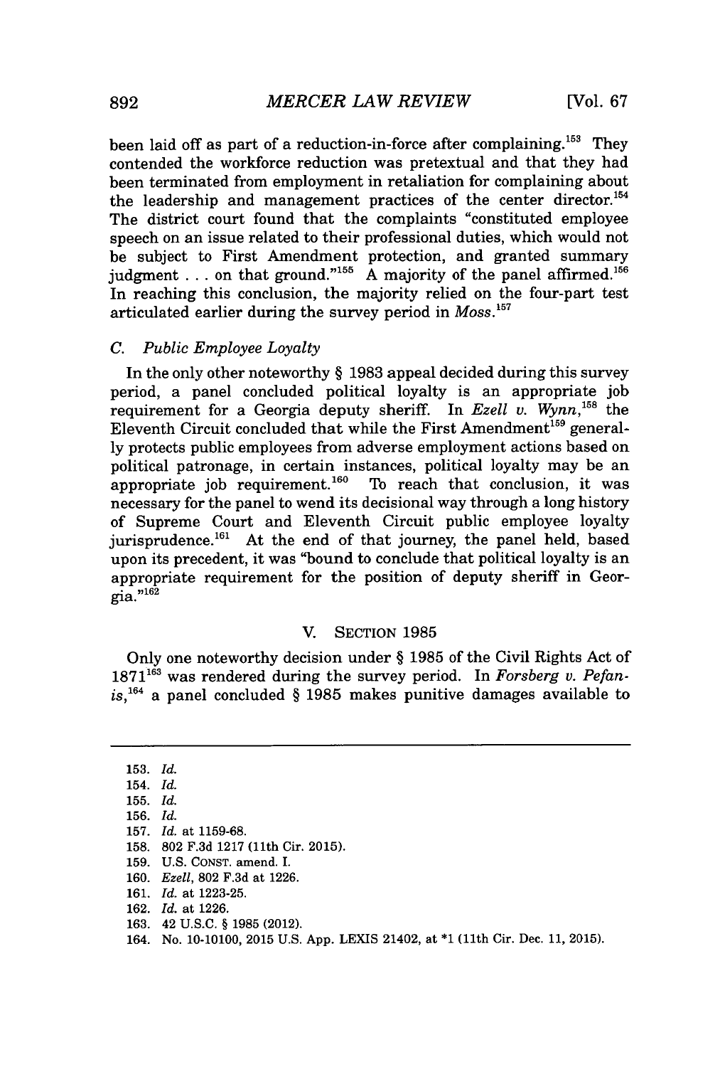been laid off as part of a reduction-in-force after complaining.[153] They contended the workforce reduction was pretextual and that they had been terminated from employment in retaliation for complaining about the leadership and management practices of the center director.[154] The district court found that the complaints "constituted employee speech on an issue related to their professional duties, which would not be subject to First Amendment protection, and granted summary judgment . . . on that ground."[155] A majority of the panel affirmed.[156] In reaching this conclusion, the majority relied on the four-part test articulated earlier during the survey period in *Moss*.[157]

### C. *Public Employee Loyalty*

In the only other noteworthy § 1983 appeal decided during this survey period, a panel concluded political loyalty is an appropriate job requirement for a Georgia deputy sheriff. In *Ezell v. Wynn*,[158] the Eleventh Circuit concluded that while the First Amendment[159] generally protects public employees from adverse employment actions based on political patronage, in certain instances, political loyalty may be an appropriate job requirement.[160] To reach that conclusion, it was necessary for the panel to wend its decisional way through a long history of Supreme Court and Eleventh Circuit public employee loyalty jurisprudence.[161] At the end of that journey, the panel held, based upon its precedent, it was "bound to conclude that political loyalty is an appropriate requirement for the position of deputy sheriff in Georgia."[162]

## V. Section 1985

Only one noteworthy decision under § 1985 of the Civil Rights Act of 1871[163] was rendered during the survey period. In *Forsberg v. Pefanis*,[164] a panel concluded § 1985 makes punitive damages available to

---

153. *Id.*
154. *Id.*
155. *Id.*
156. *Id.*
157. *Id.* at 1159-68.
158. 802 F.3d 1217 (11th Cir. 2015).
159. U.S. CONST. amend. I.
160. *Ezell*, 802 F.3d at 1226.
161. *Id.* at 1223-25.
162. *Id.* at 1226.
163. 42 U.S.C. § 1985 (2012).
164. No. 10-10100, 2015 U.S. App. LEXIS 21402, at *1 (11th Cir. Dec. 11, 2015).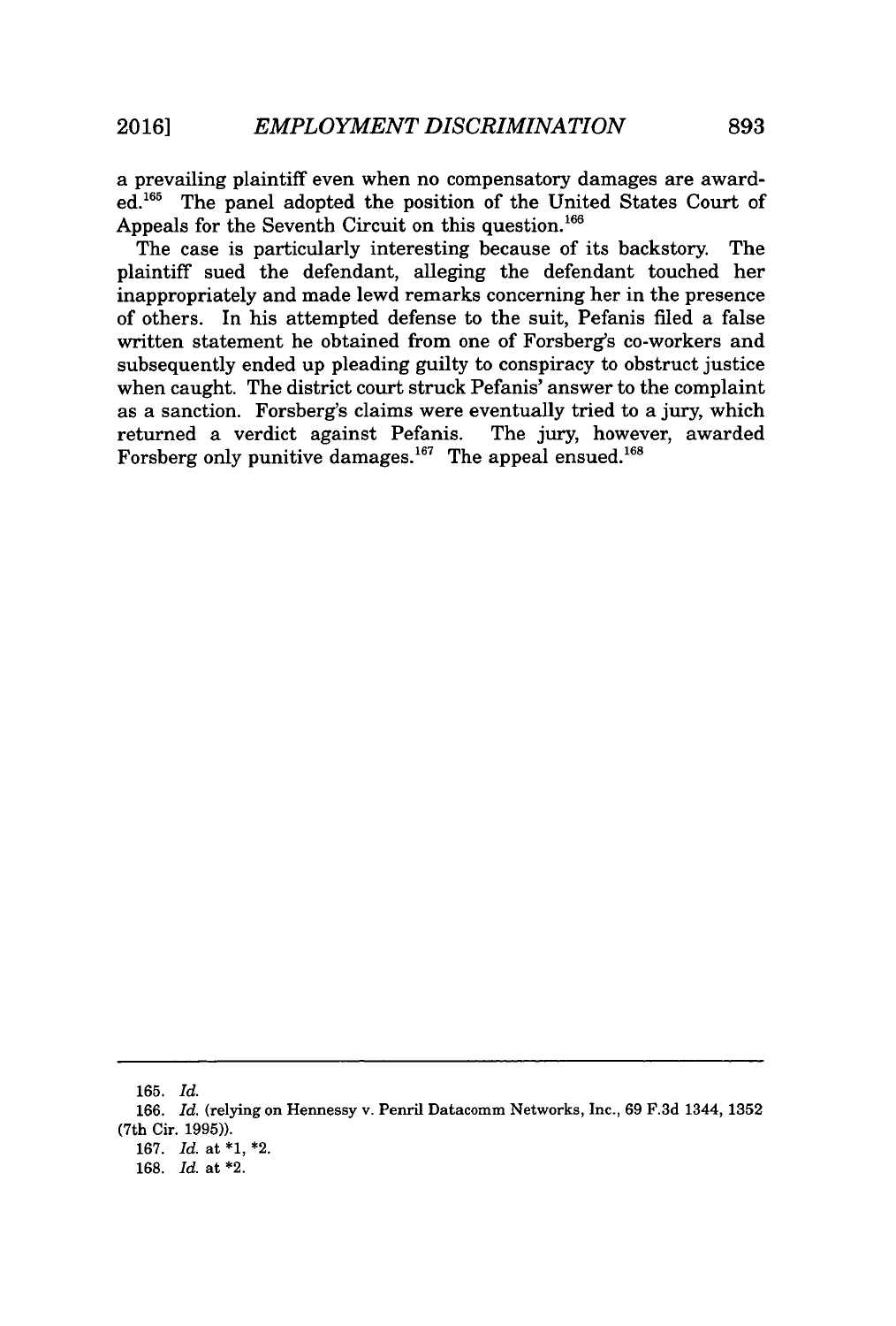a prevailing plaintiff even when no compensatory damages are awarded.[165] The panel adopted the position of the United States Court of Appeals for the Seventh Circuit on this question.[166]

The case is particularly interesting because of its backstory. The plaintiff sued the defendant, alleging the defendant touched her inappropriately and made lewd remarks concerning her in the presence of others. In his attempted defense to the suit, Pefanis filed a false written statement he obtained from one of Forsberg's co-workers and subsequently ended up pleading guilty to conspiracy to obstruct justice when caught. The district court struck Pefanis' answer to the complaint as a sanction. Forsberg's claims were eventually tried to a jury, which returned a verdict against Pefanis. The jury, however, awarded Forsberg only punitive damages.[167] The appeal ensued.[168]

---

165. *Id.*

166. *Id.* (relying on Hennessy v. Penril Datacomm Networks, Inc., 69 F.3d 1344, 1352 (7th Cir. 1995)).

167. *Id.* at *1, *2.

168. *Id.* at *2.